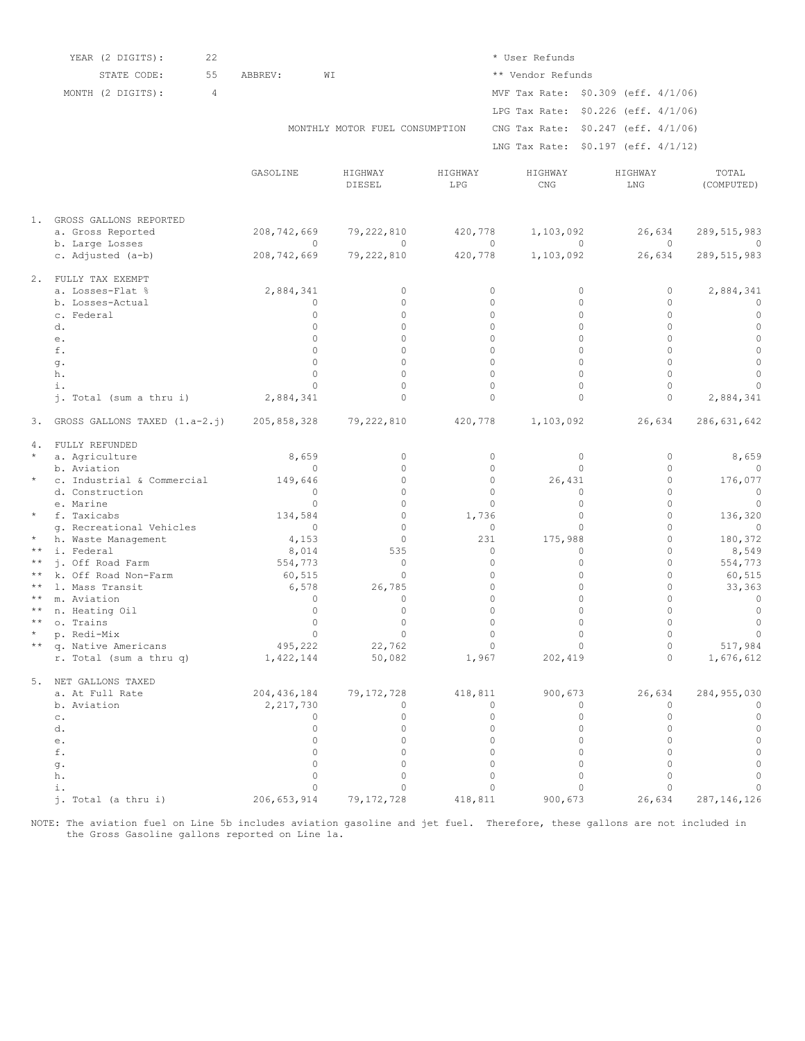| | | | |
|---|---|---|---|
| YEAR (2 DIGITS): | 22 | | * User Refunds |
| STATE CODE: | 55 | ABBREV: WI | ** Vendor Refunds |
| MONTH (2 DIGITS): | 4 | | MVF Tax Rate: $0.309 (eff. 4/1/06) |
| | | | LPG Tax Rate: $0.226 (eff. 4/1/06) |
| | | MONTHLY MOTOR FUEL CONSUMPTION | CNG Tax Rate: $0.247 (eff. 4/1/06) |
| | | | LNG Tax Rate: $0.197 (eff. 4/1/12) |

| | | GASOLINE | HIGHWAY DIESEL | HIGHWAY LPG | HIGHWAY CNG | HIGHWAY LNG | TOTAL (COMPUTED) |
|---|---|---|---|---|---|---|---|
| 1. | GROSS GALLONS REPORTED | | | | | | |
| | a. Gross Reported | 208,742,669 | 79,222,810 | 420,778 | 1,103,092 | 26,634 | 289,515,983 |
| | b. Large Losses | 0 | 0 | 0 | 0 | 0 | 0 |
| | c. Adjusted (a-b) | 208,742,669 | 79,222,810 | 420,778 | 1,103,092 | 26,634 | 289,515,983 |
| 2. | FULLY TAX EXEMPT | | | | | | |
| | a. Losses-Flat % | 2,884,341 | 0 | 0 | 0 | 0 | 2,884,341 |
| | b. Losses-Actual | 0 | 0 | 0 | 0 | 0 | 0 |
| | c. Federal | 0 | 0 | 0 | 0 | 0 | 0 |
| | d. | 0 | 0 | 0 | 0 | 0 | 0 |
| | e. | 0 | 0 | 0 | 0 | 0 | 0 |
| | f. | 0 | 0 | 0 | 0 | 0 | 0 |
| | g. | 0 | 0 | 0 | 0 | 0 | 0 |
| | h. | 0 | 0 | 0 | 0 | 0 | 0 |
| | i. | 0 | 0 | 0 | 0 | 0 | 0 |
| | j. Total (sum a thru i) | 2,884,341 | 0 | 0 | 0 | 0 | 2,884,341 |
| 3. | GROSS GALLONS TAXED (1.a-2.j) | 205,858,328 | 79,222,810 | 420,778 | 1,103,092 | 26,634 | 286,631,642 |
| 4. | FULLY REFUNDED | | | | | | |
| * | a. Agriculture | 8,659 | 0 | 0 | 0 | 0 | 8,659 |
| | b. Aviation | 0 | 0 | 0 | 0 | 0 | 0 |
| * | c. Industrial & Commercial | 149,646 | 0 | 0 | 26,431 | 0 | 176,077 |
| | d. Construction | 0 | 0 | 0 | 0 | 0 | 0 |
| | e. Marine | 0 | 0 | 0 | 0 | 0 | 0 |
| * | f. Taxicabs | 134,584 | 0 | 1,736 | 0 | 0 | 136,320 |
| | g. Recreational Vehicles | 0 | 0 | 0 | 0 | 0 | 0 |
| * | h. Waste Management | 4,153 | 0 | 231 | 175,988 | 0 | 180,372 |
| ** | i. Federal | 8,014 | 535 | 0 | 0 | 0 | 8,549 |
| ** | j. Off Road Farm | 554,773 | 0 | 0 | 0 | 0 | 554,773 |
| ** | k. Off Road Non-Farm | 60,515 | 0 | 0 | 0 | 0 | 60,515 |
| ** | l. Mass Transit | 6,578 | 26,785 | 0 | 0 | 0 | 33,363 |
| ** | m. Aviation | 0 | 0 | 0 | 0 | 0 | 0 |
| ** | n. Heating Oil | 0 | 0 | 0 | 0 | 0 | 0 |
| ** | o. Trains | 0 | 0 | 0 | 0 | 0 | 0 |
| * | p. Redi-Mix | 0 | 0 | 0 | 0 | 0 | 0 |
| ** | q. Native Americans | 495,222 | 22,762 | 0 | 0 | 0 | 517,984 |
| | r. Total (sum a thru q) | 1,422,144 | 50,082 | 1,967 | 202,419 | 0 | 1,676,612 |
| 5. | NET GALLONS TAXED | | | | | | |
| | a. At Full Rate | 204,436,184 | 79,172,728 | 418,811 | 900,673 | 26,634 | 284,955,030 |
| | b. Aviation | 2,217,730 | 0 | 0 | 0 | 0 | 0 |
| | c. | 0 | 0 | 0 | 0 | 0 | 0 |
| | d. | 0 | 0 | 0 | 0 | 0 | 0 |
| | e. | 0 | 0 | 0 | 0 | 0 | 0 |
| | f. | 0 | 0 | 0 | 0 | 0 | 0 |
| | g. | 0 | 0 | 0 | 0 | 0 | 0 |
| | h. | 0 | 0 | 0 | 0 | 0 | 0 |
| | i. | 0 | 0 | 0 | 0 | 0 | 0 |
| | j. Total (a thru i) | 206,653,914 | 79,172,728 | 418,811 | 900,673 | 26,634 | 287,146,126 |

NOTE: The aviation fuel on Line 5b includes aviation gasoline and jet fuel. Therefore, these gallons are not included in the Gross Gasoline gallons reported on Line 1a.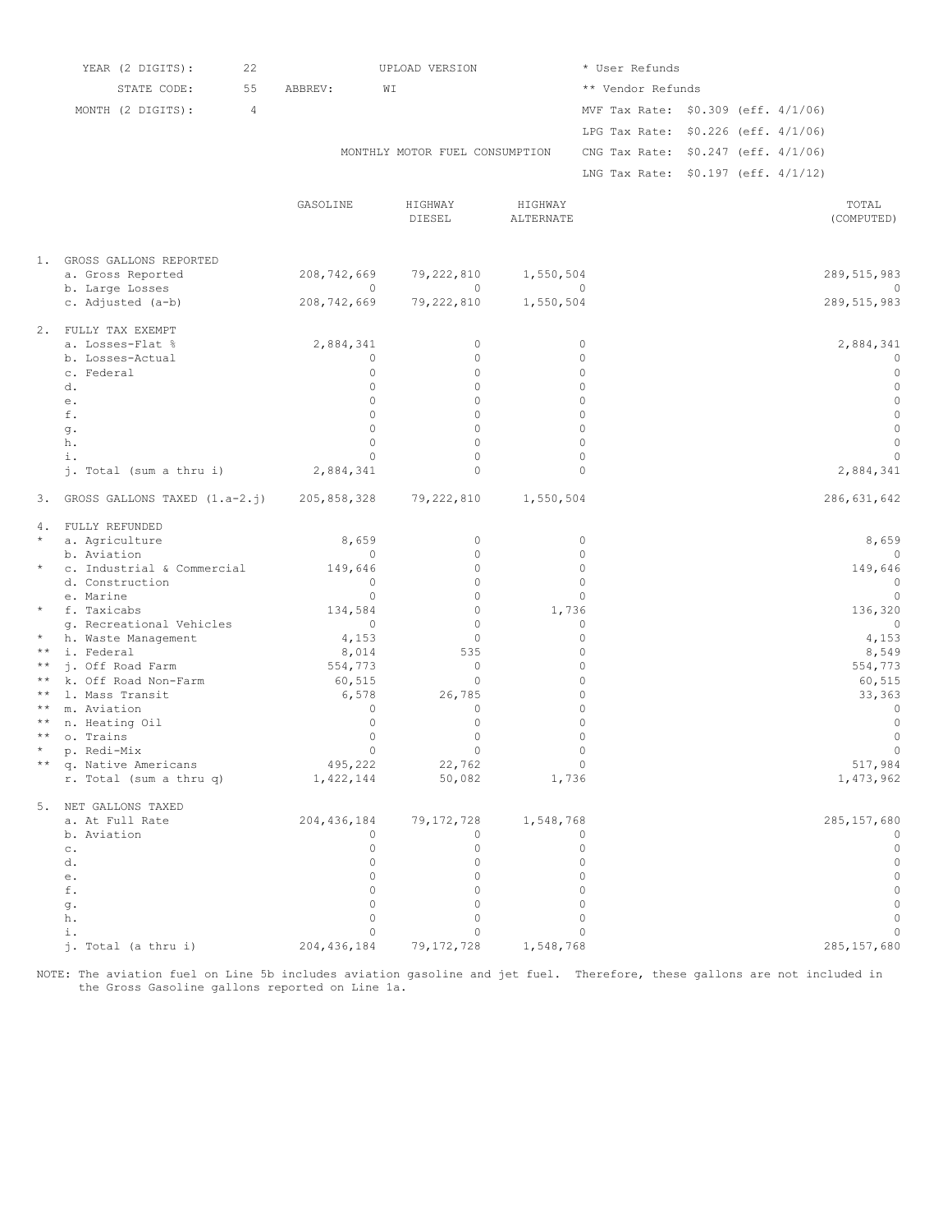| | | | |
|---|---|---|---|
| YEAR (2 DIGITS): | 22 | UPLOAD VERSION | * User Refunds |
| STATE CODE: | 55 | ABBREV: WI | ** Vendor Refunds |
| MONTH (2 DIGITS): | 4 | | MVF Tax Rate: $0.309 (eff. 4/1/06) |
| | | | LPG Tax Rate: $0.226 (eff. 4/1/06) |
| | | MONTHLY MOTOR FUEL CONSUMPTION | CNG Tax Rate: $0.247 (eff. 4/1/06) |
| | | | LNG Tax Rate: $0.197 (eff. 4/1/12) |

| | | GASOLINE | HIGHWAY DIESEL | HIGHWAY ALTERNATE | TOTAL (COMPUTED) |
|---|---|---|---|---|---|
| 1. | GROSS GALLONS REPORTED | | | | |
| | a. Gross Reported | 208,742,669 | 79,222,810 | 1,550,504 | 289,515,983 |
| | b. Large Losses | 0 | 0 | 0 | 0 |
| | c. Adjusted (a-b) | 208,742,669 | 79,222,810 | 1,550,504 | 289,515,983 |
| 2. | FULLY TAX EXEMPT | | | | |
| | a. Losses-Flat % | 2,884,341 | 0 | 0 | 2,884,341 |
| | b. Losses-Actual | 0 | 0 | 0 | 0 |
| | c. Federal | 0 | 0 | 0 | 0 |
| | d. | 0 | 0 | 0 | 0 |
| | e. | 0 | 0 | 0 | 0 |
| | f. | 0 | 0 | 0 | 0 |
| | g. | 0 | 0 | 0 | 0 |
| | h. | 0 | 0 | 0 | 0 |
| | i. | 0 | 0 | 0 | 0 |
| | j. Total (sum a thru i) | 2,884,341 | 0 | 0 | 2,884,341 |
| 3. | GROSS GALLONS TAXED (1.a-2.j) | 205,858,328 | 79,222,810 | 1,550,504 | 286,631,642 |
| 4. | FULLY REFUNDED | | | | |
| * | a. Agriculture | 8,659 | 0 | 0 | 8,659 |
| | b. Aviation | 0 | 0 | 0 | 0 |
| * | c. Industrial & Commercial | 149,646 | 0 | 0 | 149,646 |
| | d. Construction | 0 | 0 | 0 | 0 |
| | e. Marine | 0 | 0 | 0 | 0 |
| * | f. Taxicabs | 134,584 | 0 | 1,736 | 136,320 |
| | g. Recreational Vehicles | 0 | 0 | 0 | 0 |
| * | h. Waste Management | 4,153 | 0 | 0 | 4,153 |
| ** | i. Federal | 8,014 | 535 | 0 | 8,549 |
| ** | j. Off Road Farm | 554,773 | 0 | 0 | 554,773 |
| ** | k. Off Road Non-Farm | 60,515 | 0 | 0 | 60,515 |
| ** | l. Mass Transit | 6,578 | 26,785 | 0 | 33,363 |
| ** | m. Aviation | 0 | 0 | 0 | 0 |
| ** | n. Heating Oil | 0 | 0 | 0 | 0 |
| ** | o. Trains | 0 | 0 | 0 | 0 |
| * | p. Redi-Mix | 0 | 0 | 0 | 0 |
| ** | q. Native Americans | 495,222 | 22,762 | 0 | 517,984 |
| | r. Total (sum a thru q) | 1,422,144 | 50,082 | 1,736 | 1,473,962 |
| 5. | NET GALLONS TAXED | | | | |
| | a. At Full Rate | 204,436,184 | 79,172,728 | 1,548,768 | 285,157,680 |
| | b. Aviation | 0 | 0 | 0 | 0 |
| | c. | 0 | 0 | 0 | 0 |
| | d. | 0 | 0 | 0 | 0 |
| | e. | 0 | 0 | 0 | 0 |
| | f. | 0 | 0 | 0 | 0 |
| | g. | 0 | 0 | 0 | 0 |
| | h. | 0 | 0 | 0 | 0 |
| | i. | 0 | 0 | 0 | 0 |
| | j. Total (a thru i) | 204,436,184 | 79,172,728 | 1,548,768 | 285,157,680 |

NOTE: The aviation fuel on Line 5b includes aviation gasoline and jet fuel. Therefore, these gallons are not included in the Gross Gasoline gallons reported on Line 1a.